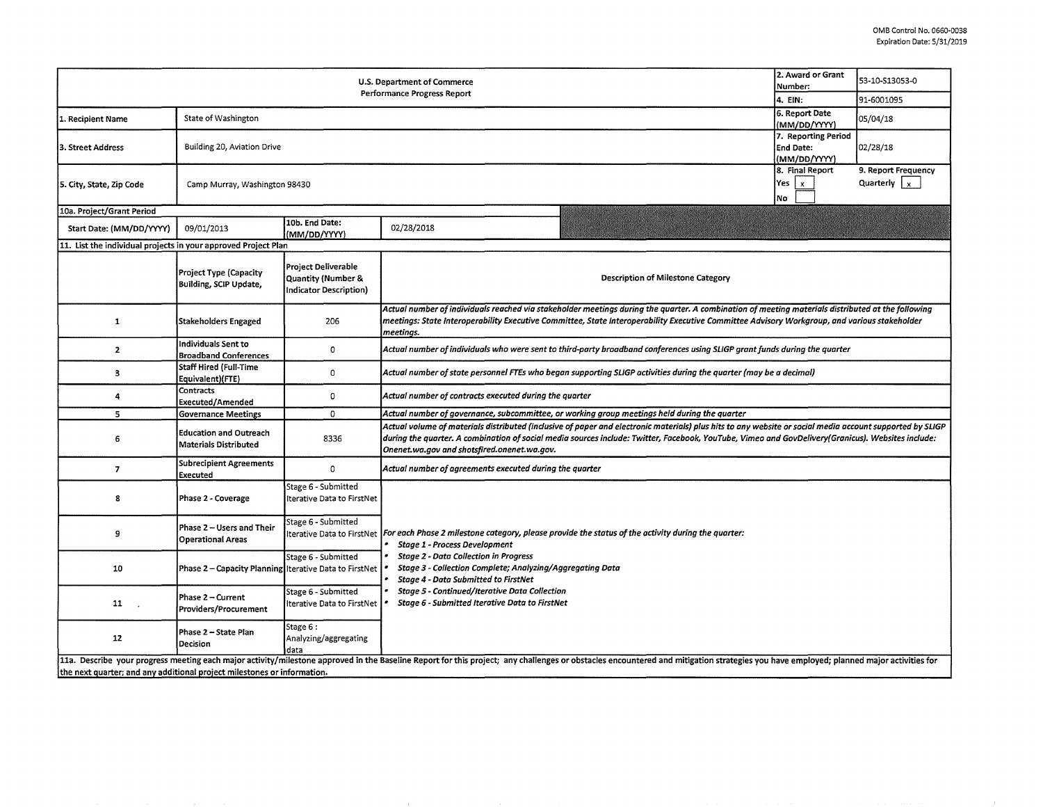OMB Control No. 0660-0038
Expiration Date: 5/31/2019

| U.S. Department of Commerce Performance Progress Report | | | | 2. Award or Grant Number: | 53-10-S13053-0 |
|---|---|---|---|---|---|
| | | | | 4. EIN: | 91-6001095 |
| 1. Recipient Name | State of Washington | | | 6. Report Date (MM/DD/YYYY) | 05/04/18 |
| 3. Street Address | Building 20, Aviation Drive | | | 7. Reporting Period End Date: (MM/DD/YYYY) | 02/28/18 |
| 5. City, State, Zip Code | Camp Murray, Washington 98430 | | | 8. Final Report Yes [x] No [ ] | 9. Report Frequency Quarterly [x] |
| 10a. Project/Grant Period | | | | | |
| Start Date: (MM/DD/YYYY) | 09/01/2013 | 10b. End Date: (MM/DD/YYYY) | 02/28/2018 | | |

11. List the individual projects in your approved Project Plan

| | Project Type (Capacity Building, SCIP Update, | Project Deliverable Quantity (Number & Indicator Description) | Description of Milestone Category |
|---|---|---|---|
| 1 | Stakeholders Engaged | 206 | *Actual number of individuals reached via stakeholder meetings during the quarter. A combination of meeting materials distributed at the following meetings: State Interoperability Executive Committee, State Interoperability Executive Committee Advisory Workgroup, and various stakeholder meetings.* |
| 2 | Individuals Sent to Broadband Conferences | 0 | *Actual number of individuals who were sent to third-party broadband conferences using SLIGP grant funds during the quarter* |
| 3 | Staff Hired (Full-Time Equivalent)(FTE) | 0 | *Actual number of state personnel FTEs who began supporting SLIGP activities during the quarter (may be a decimal)* |
| 4 | Contracts Executed/Amended | 0 | *Actual number of contracts executed during the quarter* |
| 5 | Governance Meetings | 0 | *Actual number of governance, subcommittee, or working group meetings held during the quarter* |
| 6 | Education and Outreach Materials Distributed | 8336 | *Actual volume of materials distributed (inclusive of paper and electronic materials) plus hits to any website or social media account supported by SLIGP during the quarter. A combination of social media sources include: Twitter, Facebook, YouTube, Vimeo and GovDelivery(Granicus). Websites include: Onenet.wa.gov and shotsfired.onenet.wa.gov.* |
| 7 | Subrecipient Agreements Executed | 0 | *Actual number of agreements executed during the quarter* |
| 8 | Phase 2 - Coverage | Stage 6 - Submitted Iterative Data to FirstNet | *For each Phase 2 milestone category, please provide the status of the activity during the quarter:*<br>• *Stage 1 - Process Development*<br>• *Stage 2 - Data Collection in Progress*<br>• *Stage 3 - Collection Complete; Analyzing/Aggregating Data*<br>• *Stage 4 - Data Submitted to FirstNet*<br>• *Stage 5 - Continued/Iterative Data Collection*<br>• *Stage 6 - Submitted Iterative Data to FirstNet* |
| 9 | Phase 2 – Users and Their Operational Areas | Stage 6 - Submitted Iterative Data to FirstNet | |
| 10 | Phase 2 – Capacity Planning | Stage 6 - Submitted Iterative Data to FirstNet | |
| 11 | Phase 2 – Current Providers/Procurement | Stage 6 - Submitted Iterative Data to FirstNet | |
| 12 | Phase 2 – State Plan Decision | Stage 6 : Analyzing/aggregating data | |

11a. Describe your progress meeting each major activity/milestone approved in the Baseline Report for this project; any challenges or obstacles encountered and mitigation strategies you have employed; planned major activities for the next quarter; and any additional project milestones or information.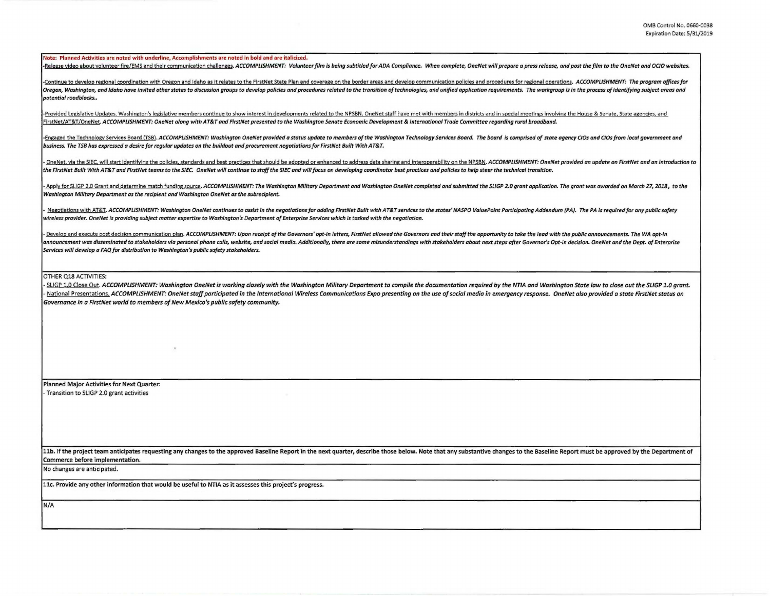**Note: Planned Activities are noted with underline, Accomplishments are noted in bold and are italicized.**

-Release video about volunteer fire/EMS and their communication challenges. ***ACCOMPLISHMENT: Volunteer film is being subtitled for ADA Compliance. When complete, OneNet will prepare a press release, and post the film to the OneNet and OCIO websites.***

-Continue to develop regional coordination with Oregon and Idaho as it relates to the FirstNet State Plan and coverage on the border areas and develop communication policies and procedures for regional operations. ***ACCOMPLISHMENT: The program offices for Oregon, Washington, and Idaho have invited other states to discussion groups to develop policies and procedures related to the transition of technologies, and unified application requirements. The workgroup is in the process of identifying subject areas and potential roadblocks..***

-Provided Legislative Updates. Washington's legislative members continue to show interest in developments related to the NPSBN. OneNet staff have met with members in districts and in special meetings involving the House & Senate, State agencies, and FirstNet/AT&T/OneNet. ***ACCOMPLISHMENT: OneNet along with AT&T and FirstNet presented to the Washington Senate Economic Development & International Trade Committee regarding rural broadband.***

-Engaged the Technology Services Board (TSB). ***ACCOMPLISHMENT: Washington OneNet provided a status update to members of the Washington Technology Services Board. The board is comprised of state agency CIOs and CIOs from local government and business. The TSB has expressed a desire for regular updates on the buildout and procurement negotiations for FirstNet Built With AT&T.***

- OneNet, via the SIEC, will start identifying the policies, standards and best practices that should be adopted or enhanced to address data sharing and interoperability on the NPSBN. ***ACCOMPLISHMENT: OneNet provided an update on FirstNet and an introduction to the FirstNet Built With AT&T and FirstNet teams to the SIEC. OneNet will continue to staff the SIEC and will focus on developing coordinator best practices and policies to help steer the technical transition.***

- Apply for SLIGP 2.0 Grant and determine match funding source. ***ACCOMPLISHMENT: The Washington Military Department and Washington OneNet completed and submitted the SLIGP 2.0 grant application. The grant was awarded on March 27, 2018, to the Washington Military Department as the recipient and Washington OneNet as the subrecipient.***

- Negotiations with AT&T. ***ACCOMPLISHMENT: Washington OneNet continues to assist in the negotiations for adding FirstNet Built with AT&T services to the states' NASPO ValuePoint Participating Addendum (PA). The PA is required for any public safety wireless provider. OneNet is providing subject matter expertise to Washington's Department of Enterprise Services which is tasked with the negotiation.***

- Develop and execute post decision communication plan. ***ACCOMPLISHMENT: Upon receipt of the Governors' opt-in letters, FirstNet allowed the Governors and their staff the opportunity to take the lead with the public announcements. The WA opt-in announcement was disseminated to stakeholders via personal phone calls, website, and social media. Additionally, there are some misunderstandings with stakeholders about next steps after Governor's Opt-in decision. OneNet and the Dept. of Enterprise Services will develop a FAQ for distribution to Washington's public safety stakeholders.***

OTHER Q18 ACTIVITIES:

- SLIGP 1.0 Close Out. ***ACCOMPLISHMENT: Washington OneNet is working closely with the Washington Military Department to compile the documentation required by the NTIA and Washington State law to close out the SLIGP 1.0 grant.***
- National Presentations. ***ACCOMPLISHMENT: OneNet staff participated in the International Wireless Communications Expo presenting on the use of social media in emergency response. OneNet also provided a state FirstNet status on Governance in a FirstNet world to members of New Mexico's public safety community.***

**Planned Major Activities for Next Quarter:**

- Transition to SLIGP 2.0 grant activities

**11b. If the project team anticipates requesting any changes to the approved Baseline Report in the next quarter, describe those below. Note that any substantive changes to the Baseline Report must be approved by the Department of Commerce before implementation.**

No changes are anticipated.

**11c. Provide any other information that would be useful to NTIA as it assesses this project's progress.**

N/A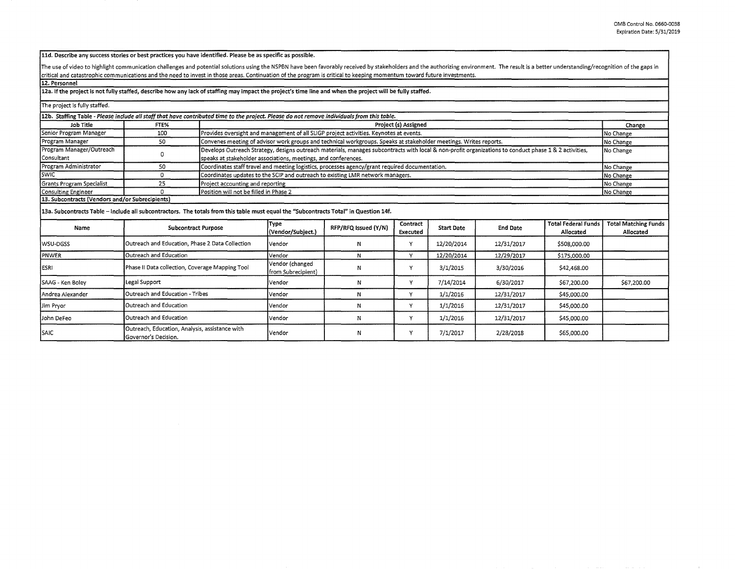**11d. Describe any success stories or best practices you have identified. Please be as specific as possible.**

The use of video to highlight communication challenges and potential solutions using the NSPBN have been favorably received by stakeholders and the authorizing environment. The result is a better understanding/recognition of the gaps in critical and catastrophic communications and the need to invest in those areas. Continuation of the program is critical to keeping momentum toward future investments.

**12. Personnel**

**12a. If the project is not fully staffed, describe how any lack of staffing may impact the project's time line and when the project will be fully staffed.**

The project is fully staffed.

**12b. Staffing Table** - *Please include all staff that have contributed time to the project. Please do not remove individuals from this table.*

| Job Title | FTE% | Project (s) Assigned | Change |
|---|---|---|---|
| Senior Program Manager | 100 | Provides oversight and management of all SLIGP project activities. Keynotes at events. | No Change |
| Program Manager | 50 | Convenes meeting of advisor work groups and technical workgroups. Speaks at stakeholder meetings. Writes reports. | No Change |
| Program Manager/Outreach Consultant | 0 | Develops Outreach Strategy, designs outreach materials, manages subcontracts with local & non-profit organizations to conduct phase 1 & 2 activities, speaks at stakeholder associations, meetings, and conferences. | No Change |
| Program Administrator | 50 | Coordinates staff travel and meeting logistics, processes agency/grant required documentation. | No Change |
| SWIC | 0 | Coordinates updates to the SCIP and outreach to existing LMR network managers. | No Change |
| Grants Program Specialist | 25 | Project accounting and reporting | No Change |
| Consulting Engineer | 0 | Position will not be filled in Phase 2 | No Change |

**13. Subcontracts (Vendors and/or Subrecipients)**

**13a. Subcontracts Table – Include all subcontractors. The totals from this table must equal the "Subcontracts Total" in Question 14f.**

| Name | Subcontract Purpose | Type (Vendor/Subject.) | RFP/RFQ Issued (Y/N) | Contract Executed | Start Date | End Date | Total Federal Funds Allocated | Total Matching Funds Allocated |
|---|---|---|---|---|---|---|---|---|
| WSU-DGSS | Outreach and Education, Phase 2 Data Collection | Vendor | N | Y | 12/20/2014 | 12/31/2017 | $508,000.00 | |
| PNWER | Outreach and Education | Vendor | N | Y | 12/20/2014 | 12/29/2017 | $175,000.00 | |
| ESRI | Phase II Data collection, Coverage Mapping Tool | Vendor (changed from Subrecipient) | N | Y | 3/1/2015 | 3/30/2016 | $42,468.00 | |
| SAAG - Ken Boley | Legal Support | Vendor | N | Y | 7/14/2014 | 6/30/2017 | $67,200.00 | $67,200.00 |
| Andrea Alexander | Outreach and Education - Tribes | Vendor | N | Y | 1/1/2016 | 12/31/2017 | $45,000.00 | |
| Jim Pryor | Outreach and Education | Vendor | N | Y | 1/1/2016 | 12/31/2017 | $45,000.00 | |
| John DeFeo | Outreach and Education | Vendor | N | Y | 1/1/2016 | 12/31/2017 | $45,000.00 | |
| SAIC | Outreach, Education, Analysis, assistance with Governor's Decision. | Vendor | N | Y | 7/1/2017 | 2/28/2018 | $65,000.00 | |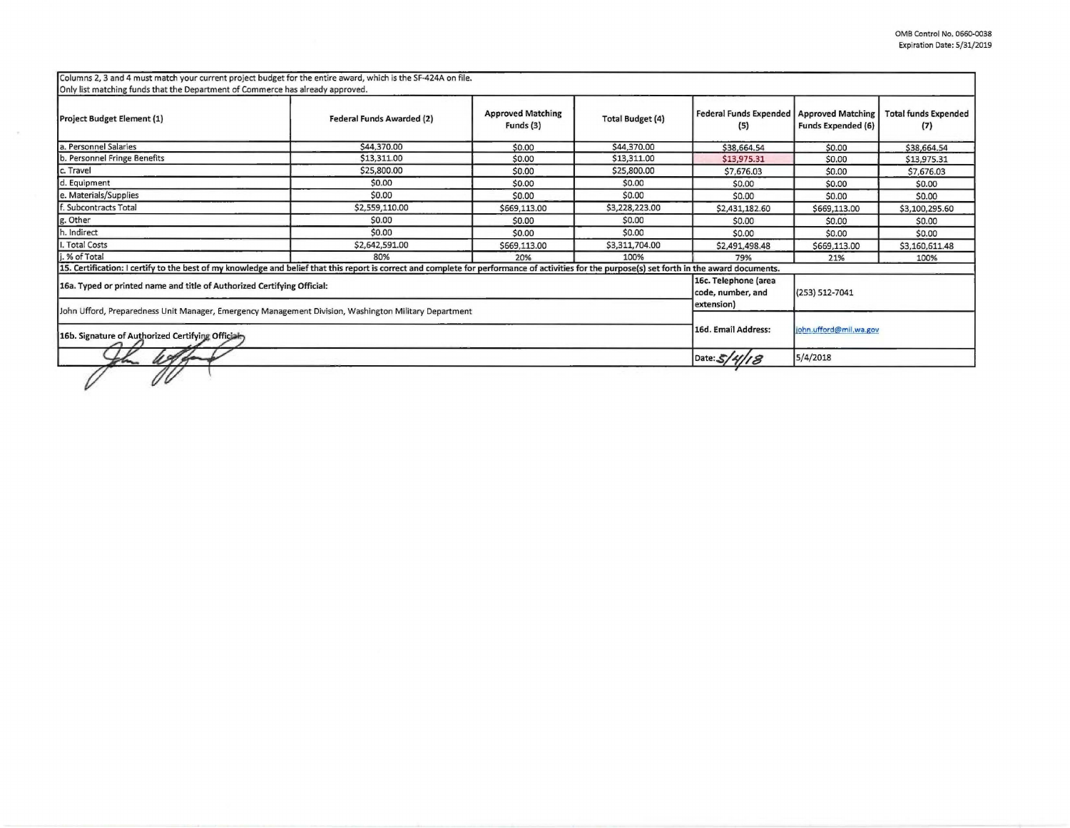OMB Control No. 0660-0038
Expiration Date: 5/31/2019

Columns 2, 3 and 4 must match your current project budget for the entire award, which is the SF-424A on file.
Only list matching funds that the Department of Commerce has already approved.

| Project Budget Element (1) | Federal Funds Awarded (2) | Approved Matching Funds (3) | Total Budget (4) | Federal Funds Expended (5) | Approved Matching Funds Expended (6) | Total funds Expended (7) |
|---|---|---|---|---|---|---|
| a. Personnel Salaries | $44,370.00 | $0.00 | $44,370.00 | $38,664.54 | $0.00 | $38,664.54 |
| b. Personnel Fringe Benefits | $13,311.00 | $0.00 | $13,311.00 | $13,975.31 | $0.00 | $13,975.31 |
| c. Travel | $25,800.00 | $0.00 | $25,800.00 | $7,676.03 | $0.00 | $7,676.03 |
| d. Equipment | $0.00 | $0.00 | $0.00 | $0.00 | $0.00 | $0.00 |
| e. Materials/Supplies | $0.00 | $0.00 | $0.00 | $0.00 | $0.00 | $0.00 |
| f. Subcontracts Total | $2,559,110.00 | $669,113.00 | $3,228,223.00 | $2,431,182.60 | $669,113.00 | $3,100,295.60 |
| g. Other | $0.00 | $0.00 | $0.00 | $0.00 | $0.00 | $0.00 |
| h. Indirect | $0.00 | $0.00 | $0.00 | $0.00 | $0.00 | $0.00 |
| I. Total Costs | $2,642,591.00 | $669,113.00 | $3,311,704.00 | $2,491,498.48 | $669,113.00 | $3,160,611.48 |
| j. % of Total | 80% | 20% | 100% | 79% | 21% | 100% |

**15. Certification:** I certify to the best of my knowledge and belief that this report is correct and complete for performance of activities for the purpose(s) set forth in the award documents.

| | | |
|---|---|---|
| **16a. Typed or printed name and title of Authorized Certifying Official:** John Ufford, Preparedness Unit Manager, Emergency Management Division, Washington Military Department | **16c. Telephone (area code, number, and extension)** | (253) 512-7041 |
| **16b. Signature of Authorized Certifying Official:** | **16d. Email Address:** | john.ufford@mil.wa.gov |
| | Date: 5/4/18 | 5/4/2018 |